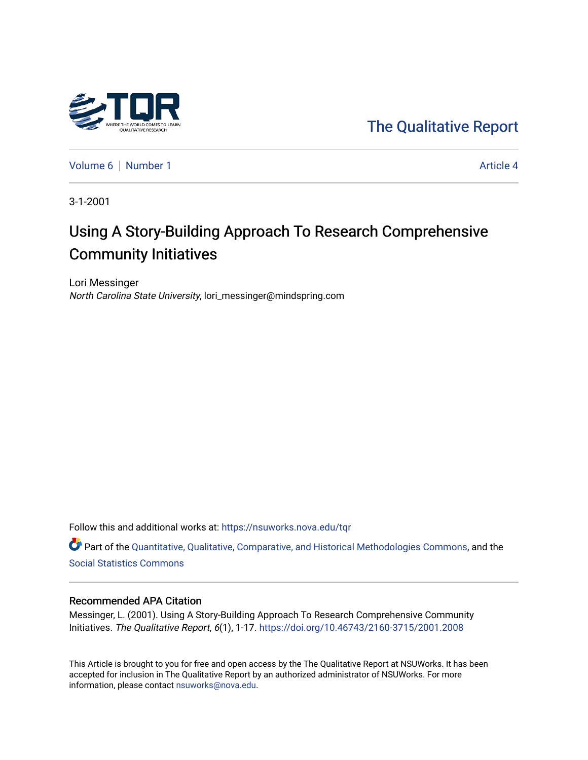The Qualitative Report

Volume 6 | Number 1 Article 4

3-1-2001

# Using A Story-Building Approach To Research Comprehensive Community Initiatives

Lori Messinger
*North Carolina State University*, lori_messinger@mindspring.com

Follow this and additional works at: https://nsuworks.nova.edu/tqr

Part of the Quantitative, Qualitative, Comparative, and Historical Methodologies Commons, and the Social Statistics Commons

## Recommended APA Citation

Messinger, L. (2001). Using A Story-Building Approach To Research Comprehensive Community Initiatives. *The Qualitative Report*, *6*(1), 1-17. https://doi.org/10.46743/2160-3715/2001.2008

This Article is brought to you for free and open access by the The Qualitative Report at NSUWorks. It has been accepted for inclusion in The Qualitative Report by an authorized administrator of NSUWorks. For more information, please contact nsuworks@nova.edu.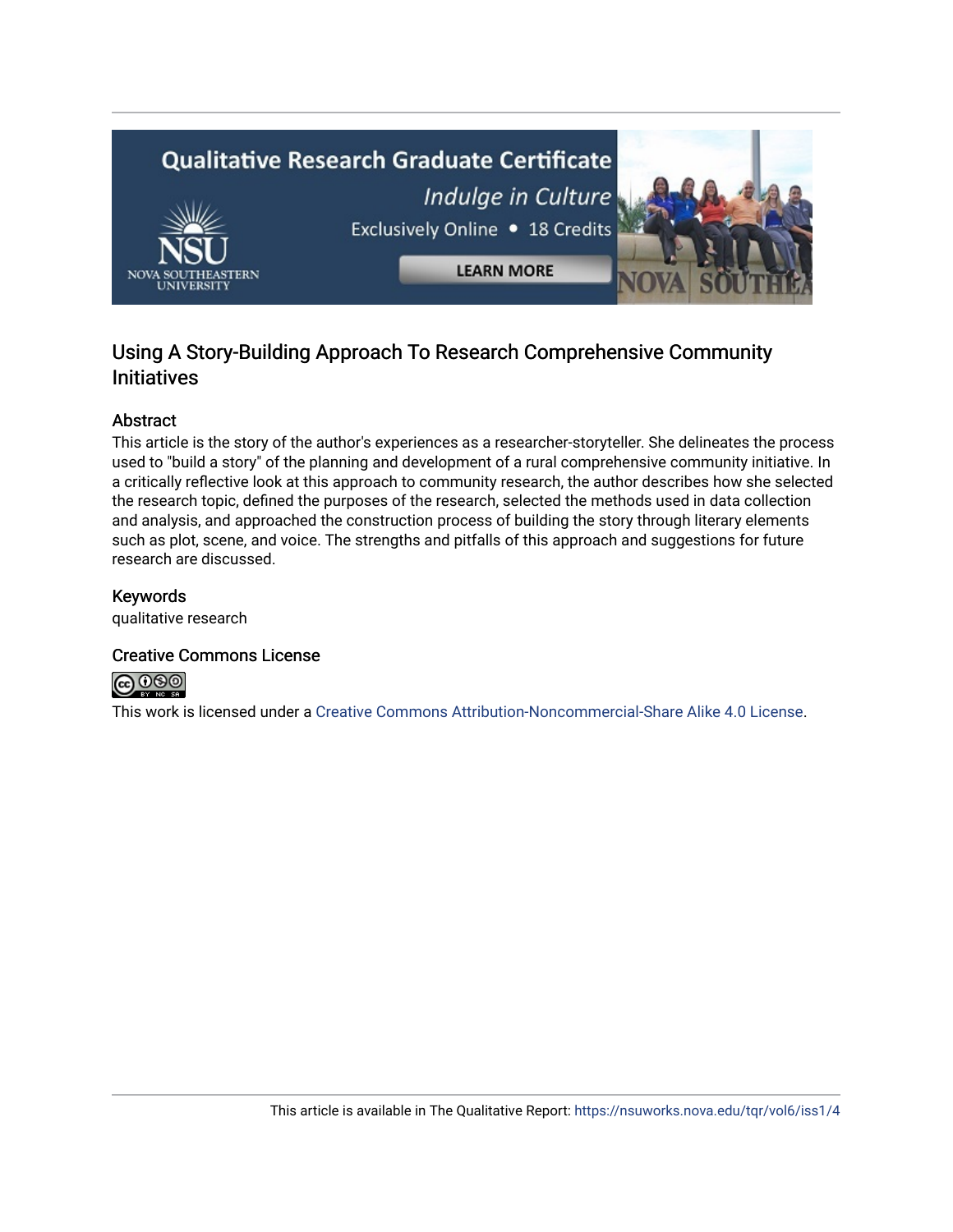## Using A Story-Building Approach To Research Comprehensive Community Initiatives

### Abstract

This article is the story of the author's experiences as a researcher-storyteller. She delineates the process used to "build a story" of the planning and development of a rural comprehensive community initiative. In a critically reflective look at this approach to community research, the author describes how she selected the research topic, defined the purposes of the research, selected the methods used in data collection and analysis, and approached the construction process of building the story through literary elements such as plot, scene, and voice. The strengths and pitfalls of this approach and suggestions for future research are discussed.

### Keywords

qualitative research

### Creative Commons License

This work is licensed under a Creative Commons Attribution-Noncommercial-Share Alike 4.0 License.

This article is available in The Qualitative Report: https://nsuworks.nova.edu/tqr/vol6/iss1/4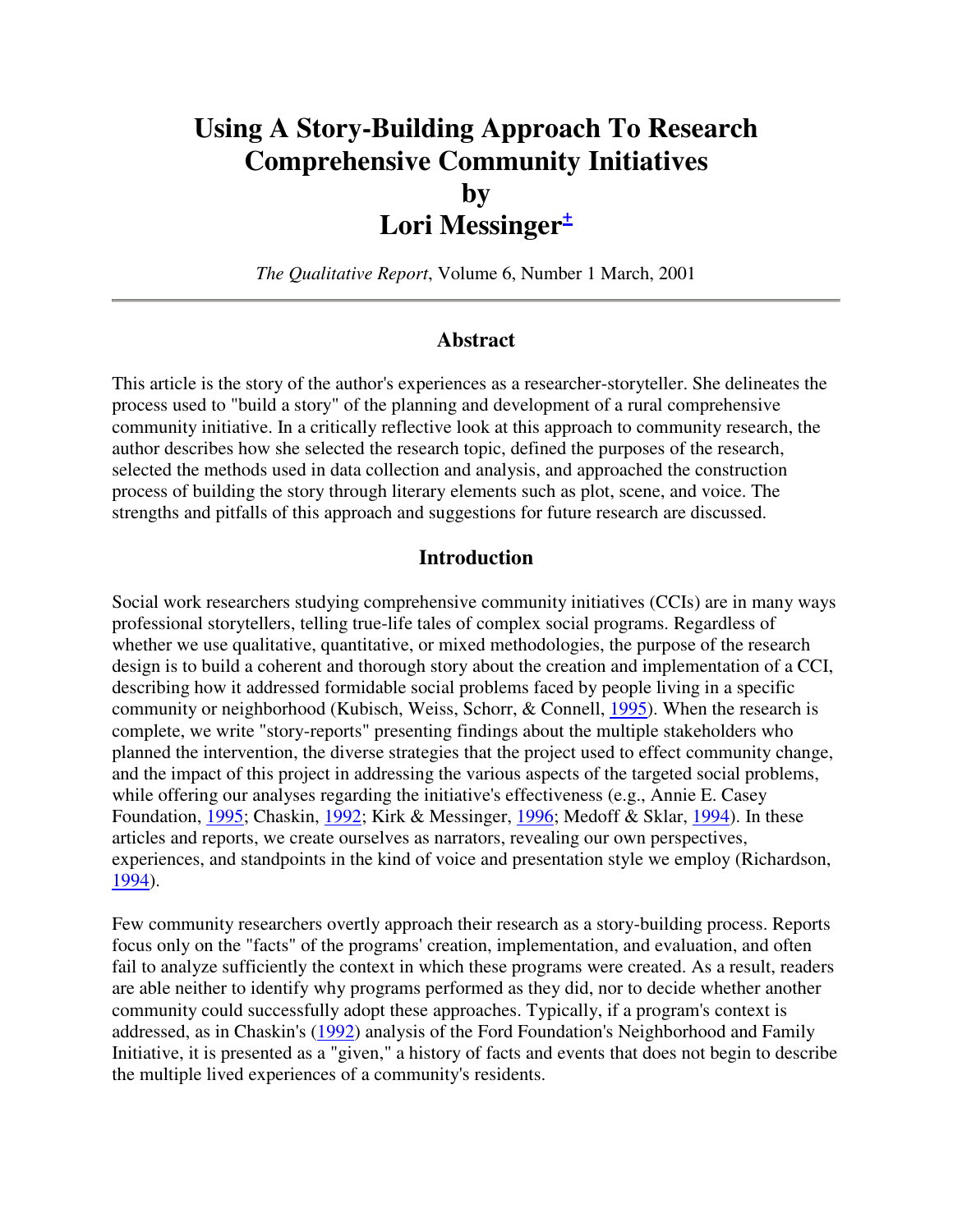# Using A Story-Building Approach To Research Comprehensive Community Initiatives
# by
# Lori Messinger[±]

*The Qualitative Report*, Volume 6, Number 1 March, 2001

---

## Abstract

This article is the story of the author's experiences as a researcher-storyteller. She delineates the process used to "build a story" of the planning and development of a rural comprehensive community initiative. In a critically reflective look at this approach to community research, the author describes how she selected the research topic, defined the purposes of the research, selected the methods used in data collection and analysis, and approached the construction process of building the story through literary elements such as plot, scene, and voice. The strengths and pitfalls of this approach and suggestions for future research are discussed.

## Introduction

Social work researchers studying comprehensive community initiatives (CCIs) are in many ways professional storytellers, telling true-life tales of complex social programs. Regardless of whether we use qualitative, quantitative, or mixed methodologies, the purpose of the research design is to build a coherent and thorough story about the creation and implementation of a CCI, describing how it addressed formidable social problems faced by people living in a specific community or neighborhood (Kubisch, Weiss, Schorr, & Connell, 1995). When the research is complete, we write "story-reports" presenting findings about the multiple stakeholders who planned the intervention, the diverse strategies that the project used to effect community change, and the impact of this project in addressing the various aspects of the targeted social problems, while offering our analyses regarding the initiative's effectiveness (e.g., Annie E. Casey Foundation, 1995; Chaskin, 1992; Kirk & Messinger, 1996; Medoff & Sklar, 1994). In these articles and reports, we create ourselves as narrators, revealing our own perspectives, experiences, and standpoints in the kind of voice and presentation style we employ (Richardson, 1994).

Few community researchers overtly approach their research as a story-building process. Reports focus only on the "facts" of the programs' creation, implementation, and evaluation, and often fail to analyze sufficiently the context in which these programs were created. As a result, readers are able neither to identify why programs performed as they did, nor to decide whether another community could successfully adopt these approaches. Typically, if a program's context is addressed, as in Chaskin's (1992) analysis of the Ford Foundation's Neighborhood and Family Initiative, it is presented as a "given," a history of facts and events that does not begin to describe the multiple lived experiences of a community's residents.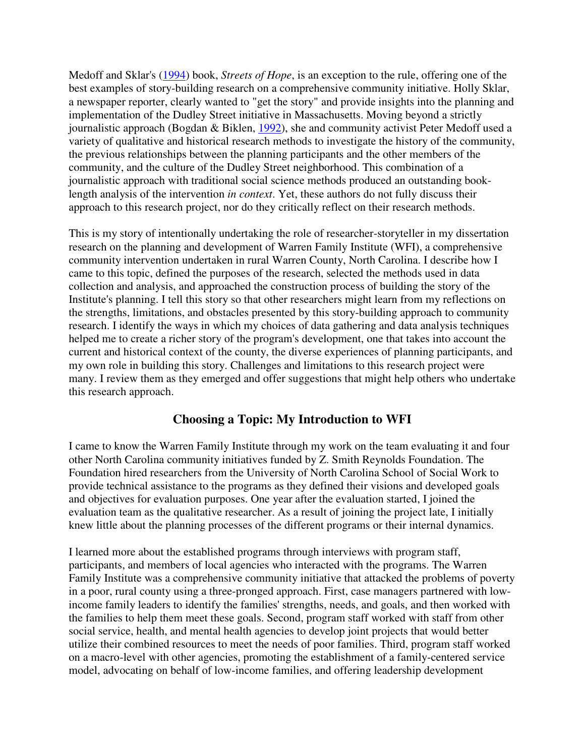Medoff and Sklar's (1994) book, *Streets of Hope*, is an exception to the rule, offering one of the best examples of story-building research on a comprehensive community initiative. Holly Sklar, a newspaper reporter, clearly wanted to "get the story" and provide insights into the planning and implementation of the Dudley Street initiative in Massachusetts. Moving beyond a strictly journalistic approach (Bogdan & Biklen, 1992), she and community activist Peter Medoff used a variety of qualitative and historical research methods to investigate the history of the community, the previous relationships between the planning participants and the other members of the community, and the culture of the Dudley Street neighborhood. This combination of a journalistic approach with traditional social science methods produced an outstanding book-length analysis of the intervention *in context*. Yet, these authors do not fully discuss their approach to this research project, nor do they critically reflect on their research methods.

This is my story of intentionally undertaking the role of researcher-storyteller in my dissertation research on the planning and development of Warren Family Institute (WFI), a comprehensive community intervention undertaken in rural Warren County, North Carolina. I describe how I came to this topic, defined the purposes of the research, selected the methods used in data collection and analysis, and approached the construction process of building the story of the Institute's planning. I tell this story so that other researchers might learn from my reflections on the strengths, limitations, and obstacles presented by this story-building approach to community research. I identify the ways in which my choices of data gathering and data analysis techniques helped me to create a richer story of the program's development, one that takes into account the current and historical context of the county, the diverse experiences of planning participants, and my own role in building this story. Challenges and limitations to this research project were many. I review them as they emerged and offer suggestions that might help others who undertake this research approach.

## Choosing a Topic: My Introduction to WFI

I came to know the Warren Family Institute through my work on the team evaluating it and four other North Carolina community initiatives funded by Z. Smith Reynolds Foundation. The Foundation hired researchers from the University of North Carolina School of Social Work to provide technical assistance to the programs as they defined their visions and developed goals and objectives for evaluation purposes. One year after the evaluation started, I joined the evaluation team as the qualitative researcher. As a result of joining the project late, I initially knew little about the planning processes of the different programs or their internal dynamics.

I learned more about the established programs through interviews with program staff, participants, and members of local agencies who interacted with the programs. The Warren Family Institute was a comprehensive community initiative that attacked the problems of poverty in a poor, rural county using a three-pronged approach. First, case managers partnered with low-income family leaders to identify the families' strengths, needs, and goals, and then worked with the families to help them meet these goals. Second, program staff worked with staff from other social service, health, and mental health agencies to develop joint projects that would better utilize their combined resources to meet the needs of poor families. Third, program staff worked on a macro-level with other agencies, promoting the establishment of a family-centered service model, advocating on behalf of low-income families, and offering leadership development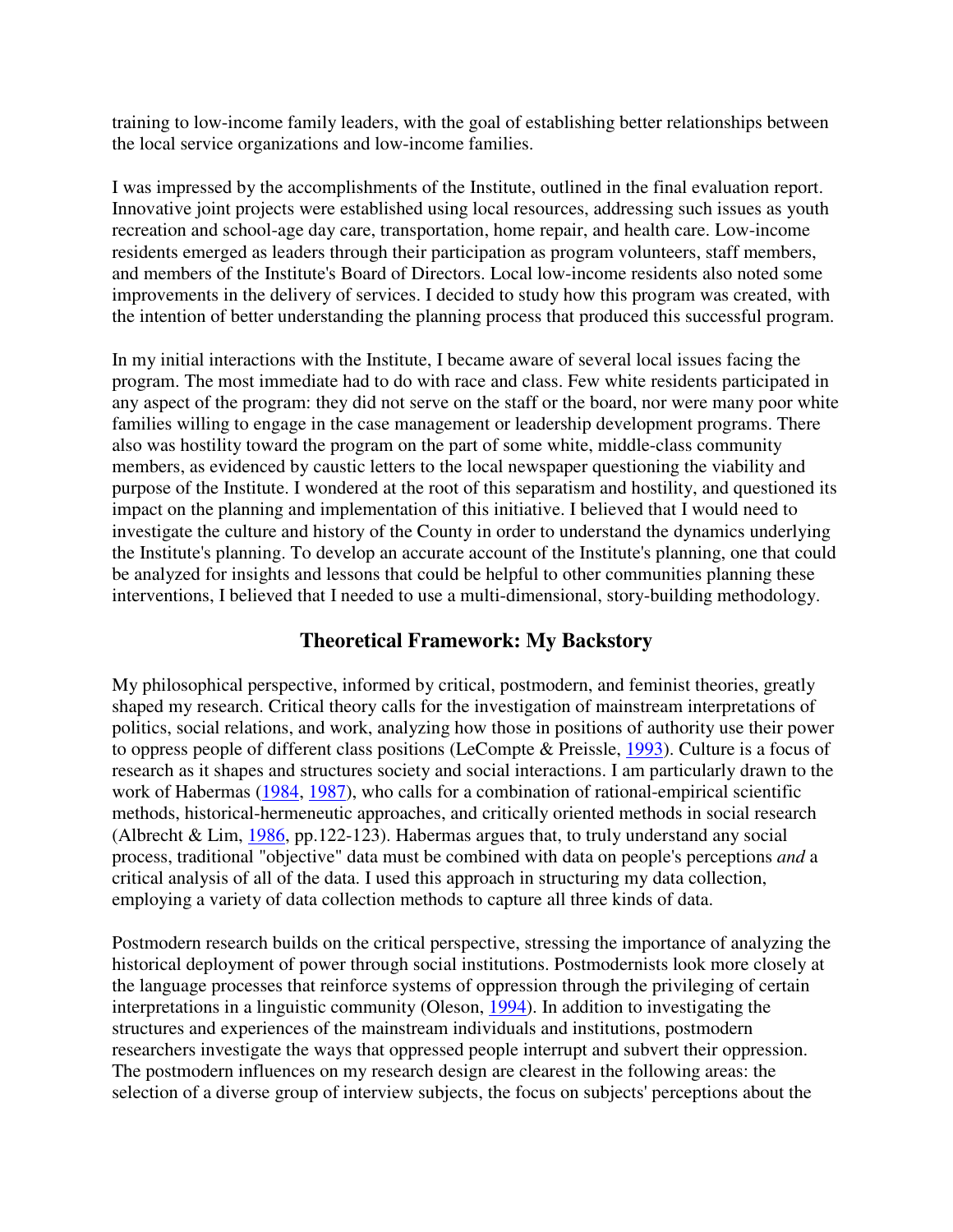training to low-income family leaders, with the goal of establishing better relationships between the local service organizations and low-income families.

I was impressed by the accomplishments of the Institute, outlined in the final evaluation report. Innovative joint projects were established using local resources, addressing such issues as youth recreation and school-age day care, transportation, home repair, and health care. Low-income residents emerged as leaders through their participation as program volunteers, staff members, and members of the Institute's Board of Directors. Local low-income residents also noted some improvements in the delivery of services. I decided to study how this program was created, with the intention of better understanding the planning process that produced this successful program.

In my initial interactions with the Institute, I became aware of several local issues facing the program. The most immediate had to do with race and class. Few white residents participated in any aspect of the program: they did not serve on the staff or the board, nor were many poor white families willing to engage in the case management or leadership development programs. There also was hostility toward the program on the part of some white, middle-class community members, as evidenced by caustic letters to the local newspaper questioning the viability and purpose of the Institute. I wondered at the root of this separatism and hostility, and questioned its impact on the planning and implementation of this initiative. I believed that I would need to investigate the culture and history of the County in order to understand the dynamics underlying the Institute's planning. To develop an accurate account of the Institute's planning, one that could be analyzed for insights and lessons that could be helpful to other communities planning these interventions, I believed that I needed to use a multi-dimensional, story-building methodology.

## Theoretical Framework: My Backstory

My philosophical perspective, informed by critical, postmodern, and feminist theories, greatly shaped my research. Critical theory calls for the investigation of mainstream interpretations of politics, social relations, and work, analyzing how those in positions of authority use their power to oppress people of different class positions (LeCompte & Preissle, 1993). Culture is a focus of research as it shapes and structures society and social interactions. I am particularly drawn to the work of Habermas (1984, 1987), who calls for a combination of rational-empirical scientific methods, historical-hermeneutic approaches, and critically oriented methods in social research (Albrecht & Lim, 1986, pp.122-123). Habermas argues that, to truly understand any social process, traditional "objective" data must be combined with data on people's perceptions *and* a critical analysis of all of the data. I used this approach in structuring my data collection, employing a variety of data collection methods to capture all three kinds of data.

Postmodern research builds on the critical perspective, stressing the importance of analyzing the historical deployment of power through social institutions. Postmodernists look more closely at the language processes that reinforce systems of oppression through the privileging of certain interpretations in a linguistic community (Oleson, 1994). In addition to investigating the structures and experiences of the mainstream individuals and institutions, postmodern researchers investigate the ways that oppressed people interrupt and subvert their oppression. The postmodern influences on my research design are clearest in the following areas: the selection of a diverse group of interview subjects, the focus on subjects' perceptions about the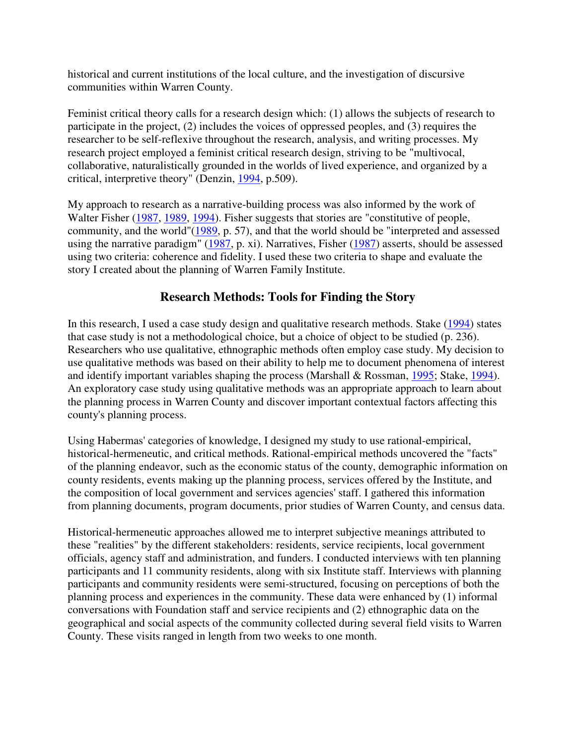historical and current institutions of the local culture, and the investigation of discursive communities within Warren County.

Feminist critical theory calls for a research design which: (1) allows the subjects of research to participate in the project, (2) includes the voices of oppressed peoples, and (3) requires the researcher to be self-reflexive throughout the research, analysis, and writing processes. My research project employed a feminist critical research design, striving to be "multivocal, collaborative, naturalistically grounded in the worlds of lived experience, and organized by a critical, interpretive theory" (Denzin, 1994, p.509).

My approach to research as a narrative-building process was also informed by the work of Walter Fisher (1987, 1989, 1994). Fisher suggests that stories are "constitutive of people, community, and the world"(1989, p. 57), and that the world should be "interpreted and assessed using the narrative paradigm" (1987, p. xi). Narratives, Fisher (1987) asserts, should be assessed using two criteria: coherence and fidelity. I used these two criteria to shape and evaluate the story I created about the planning of Warren Family Institute.

## Research Methods: Tools for Finding the Story

In this research, I used a case study design and qualitative research methods. Stake (1994) states that case study is not a methodological choice, but a choice of object to be studied (p. 236). Researchers who use qualitative, ethnographic methods often employ case study. My decision to use qualitative methods was based on their ability to help me to document phenomena of interest and identify important variables shaping the process (Marshall & Rossman, 1995; Stake, 1994). An exploratory case study using qualitative methods was an appropriate approach to learn about the planning process in Warren County and discover important contextual factors affecting this county's planning process.

Using Habermas' categories of knowledge, I designed my study to use rational-empirical, historical-hermeneutic, and critical methods. Rational-empirical methods uncovered the "facts" of the planning endeavor, such as the economic status of the county, demographic information on county residents, events making up the planning process, services offered by the Institute, and the composition of local government and services agencies' staff. I gathered this information from planning documents, program documents, prior studies of Warren County, and census data.

Historical-hermeneutic approaches allowed me to interpret subjective meanings attributed to these "realities" by the different stakeholders: residents, service recipients, local government officials, agency staff and administration, and funders. I conducted interviews with ten planning participants and 11 community residents, along with six Institute staff. Interviews with planning participants and community residents were semi-structured, focusing on perceptions of both the planning process and experiences in the community. These data were enhanced by (1) informal conversations with Foundation staff and service recipients and (2) ethnographic data on the geographical and social aspects of the community collected during several field visits to Warren County. These visits ranged in length from two weeks to one month.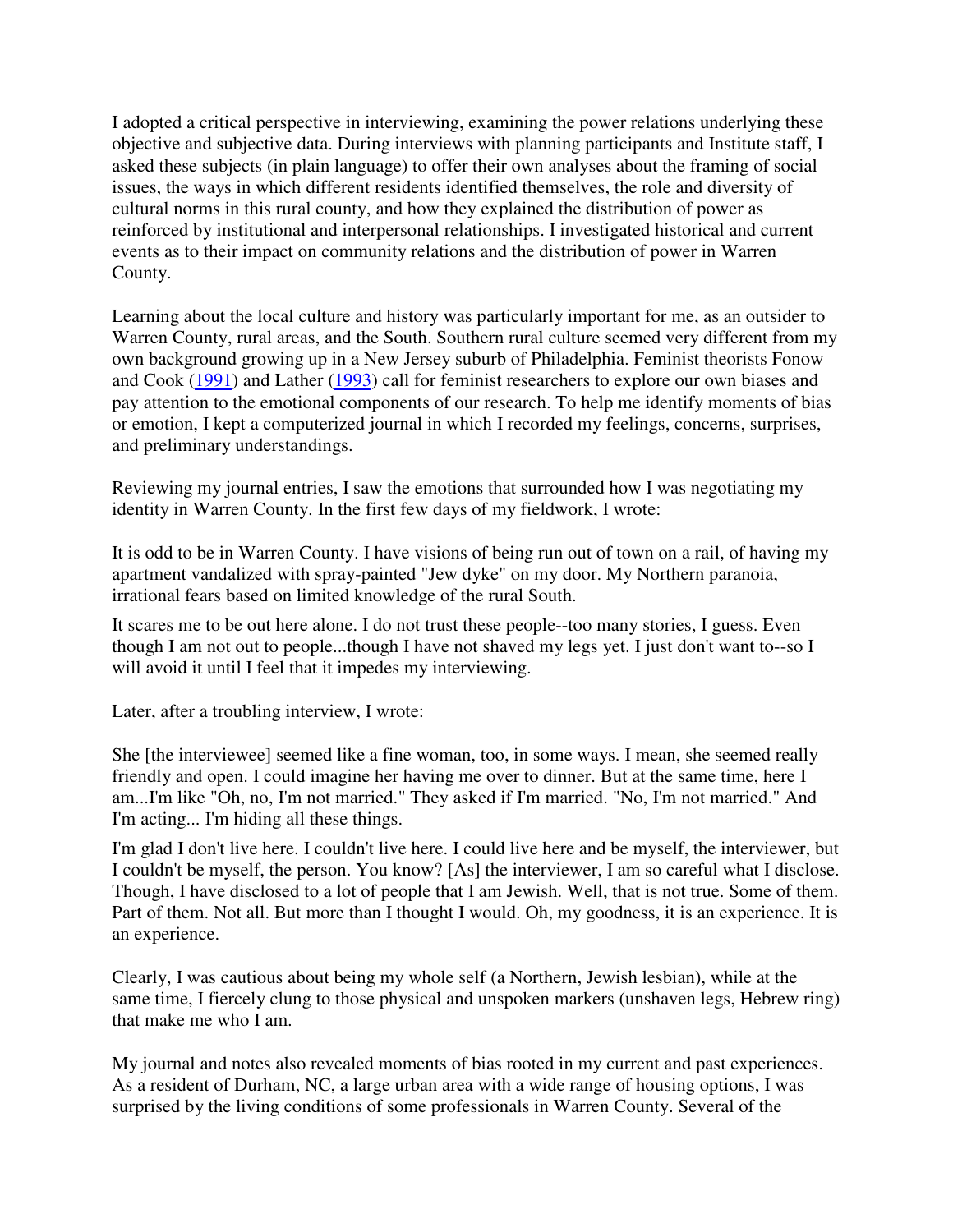I adopted a critical perspective in interviewing, examining the power relations underlying these objective and subjective data. During interviews with planning participants and Institute staff, I asked these subjects (in plain language) to offer their own analyses about the framing of social issues, the ways in which different residents identified themselves, the role and diversity of cultural norms in this rural county, and how they explained the distribution of power as reinforced by institutional and interpersonal relationships. I investigated historical and current events as to their impact on community relations and the distribution of power in Warren County.

Learning about the local culture and history was particularly important for me, as an outsider to Warren County, rural areas, and the South. Southern rural culture seemed very different from my own background growing up in a New Jersey suburb of Philadelphia. Feminist theorists Fonow and Cook (1991) and Lather (1993) call for feminist researchers to explore our own biases and pay attention to the emotional components of our research. To help me identify moments of bias or emotion, I kept a computerized journal in which I recorded my feelings, concerns, surprises, and preliminary understandings.

Reviewing my journal entries, I saw the emotions that surrounded how I was negotiating my identity in Warren County. In the first few days of my fieldwork, I wrote:

It is odd to be in Warren County. I have visions of being run out of town on a rail, of having my apartment vandalized with spray-painted "Jew dyke" on my door. My Northern paranoia, irrational fears based on limited knowledge of the rural South.

It scares me to be out here alone. I do not trust these people--too many stories, I guess. Even though I am not out to people...though I have not shaved my legs yet. I just don't want to--so I will avoid it until I feel that it impedes my interviewing.

Later, after a troubling interview, I wrote:

She [the interviewee] seemed like a fine woman, too, in some ways. I mean, she seemed really friendly and open. I could imagine her having me over to dinner. But at the same time, here I am...I'm like "Oh, no, I'm not married." They asked if I'm married. "No, I'm not married." And I'm acting... I'm hiding all these things.

I'm glad I don't live here. I couldn't live here. I could live here and be myself, the interviewer, but I couldn't be myself, the person. You know? [As] the interviewer, I am so careful what I disclose. Though, I have disclosed to a lot of people that I am Jewish. Well, that is not true. Some of them. Part of them. Not all. But more than I thought I would. Oh, my goodness, it is an experience. It is an experience.

Clearly, I was cautious about being my whole self (a Northern, Jewish lesbian), while at the same time, I fiercely clung to those physical and unspoken markers (unshaven legs, Hebrew ring) that make me who I am.

My journal and notes also revealed moments of bias rooted in my current and past experiences. As a resident of Durham, NC, a large urban area with a wide range of housing options, I was surprised by the living conditions of some professionals in Warren County. Several of the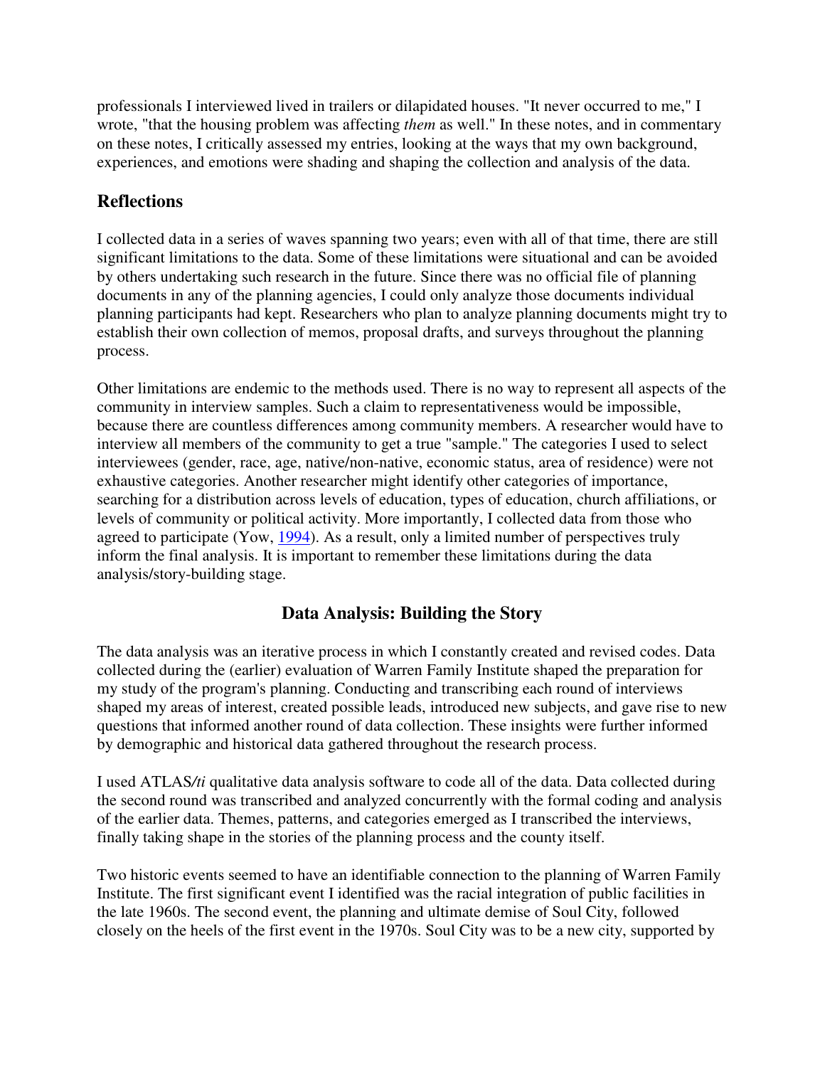professionals I interviewed lived in trailers or dilapidated houses. "It never occurred to me," I wrote, "that the housing problem was affecting *them* as well." In these notes, and in commentary on these notes, I critically assessed my entries, looking at the ways that my own background, experiences, and emotions were shading and shaping the collection and analysis of the data.

## Reflections

I collected data in a series of waves spanning two years; even with all of that time, there are still significant limitations to the data. Some of these limitations were situational and can be avoided by others undertaking such research in the future. Since there was no official file of planning documents in any of the planning agencies, I could only analyze those documents individual planning participants had kept. Researchers who plan to analyze planning documents might try to establish their own collection of memos, proposal drafts, and surveys throughout the planning process.

Other limitations are endemic to the methods used. There is no way to represent all aspects of the community in interview samples. Such a claim to representativeness would be impossible, because there are countless differences among community members. A researcher would have to interview all members of the community to get a true "sample." The categories I used to select interviewees (gender, race, age, native/non-native, economic status, area of residence) were not exhaustive categories. Another researcher might identify other categories of importance, searching for a distribution across levels of education, types of education, church affiliations, or levels of community or political activity. More importantly, I collected data from those who agreed to participate (Yow, 1994). As a result, only a limited number of perspectives truly inform the final analysis. It is important to remember these limitations during the data analysis/story-building stage.

## Data Analysis: Building the Story

The data analysis was an iterative process in which I constantly created and revised codes. Data collected during the (earlier) evaluation of Warren Family Institute shaped the preparation for my study of the program's planning. Conducting and transcribing each round of interviews shaped my areas of interest, created possible leads, introduced new subjects, and gave rise to new questions that informed another round of data collection. These insights were further informed by demographic and historical data gathered throughout the research process.

I used ATLAS*/ti* qualitative data analysis software to code all of the data. Data collected during the second round was transcribed and analyzed concurrently with the formal coding and analysis of the earlier data. Themes, patterns, and categories emerged as I transcribed the interviews, finally taking shape in the stories of the planning process and the county itself.

Two historic events seemed to have an identifiable connection to the planning of Warren Family Institute. The first significant event I identified was the racial integration of public facilities in the late 1960s. The second event, the planning and ultimate demise of Soul City, followed closely on the heels of the first event in the 1970s. Soul City was to be a new city, supported by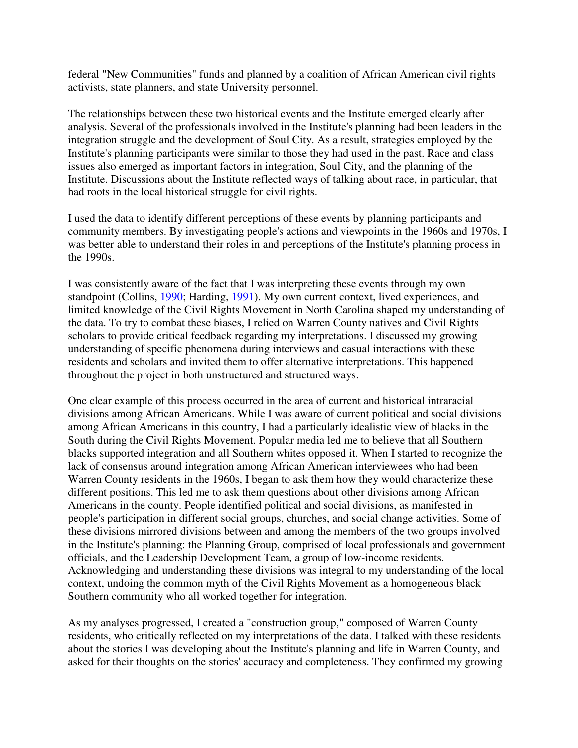federal "New Communities" funds and planned by a coalition of African American civil rights activists, state planners, and state University personnel.

The relationships between these two historical events and the Institute emerged clearly after analysis. Several of the professionals involved in the Institute's planning had been leaders in the integration struggle and the development of Soul City. As a result, strategies employed by the Institute's planning participants were similar to those they had used in the past. Race and class issues also emerged as important factors in integration, Soul City, and the planning of the Institute. Discussions about the Institute reflected ways of talking about race, in particular, that had roots in the local historical struggle for civil rights.

I used the data to identify different perceptions of these events by planning participants and community members. By investigating people's actions and viewpoints in the 1960s and 1970s, I was better able to understand their roles in and perceptions of the Institute's planning process in the 1990s.

I was consistently aware of the fact that I was interpreting these events through my own standpoint (Collins, 1990; Harding, 1991). My own current context, lived experiences, and limited knowledge of the Civil Rights Movement in North Carolina shaped my understanding of the data. To try to combat these biases, I relied on Warren County natives and Civil Rights scholars to provide critical feedback regarding my interpretations. I discussed my growing understanding of specific phenomena during interviews and casual interactions with these residents and scholars and invited them to offer alternative interpretations. This happened throughout the project in both unstructured and structured ways.

One clear example of this process occurred in the area of current and historical intraracial divisions among African Americans. While I was aware of current political and social divisions among African Americans in this country, I had a particularly idealistic view of blacks in the South during the Civil Rights Movement. Popular media led me to believe that all Southern blacks supported integration and all Southern whites opposed it. When I started to recognize the lack of consensus around integration among African American interviewees who had been Warren County residents in the 1960s, I began to ask them how they would characterize these different positions. This led me to ask them questions about other divisions among African Americans in the county. People identified political and social divisions, as manifested in people's participation in different social groups, churches, and social change activities. Some of these divisions mirrored divisions between and among the members of the two groups involved in the Institute's planning: the Planning Group, comprised of local professionals and government officials, and the Leadership Development Team, a group of low-income residents. Acknowledging and understanding these divisions was integral to my understanding of the local context, undoing the common myth of the Civil Rights Movement as a homogeneous black Southern community who all worked together for integration.

As my analyses progressed, I created a "construction group," composed of Warren County residents, who critically reflected on my interpretations of the data. I talked with these residents about the stories I was developing about the Institute's planning and life in Warren County, and asked for their thoughts on the stories' accuracy and completeness. They confirmed my growing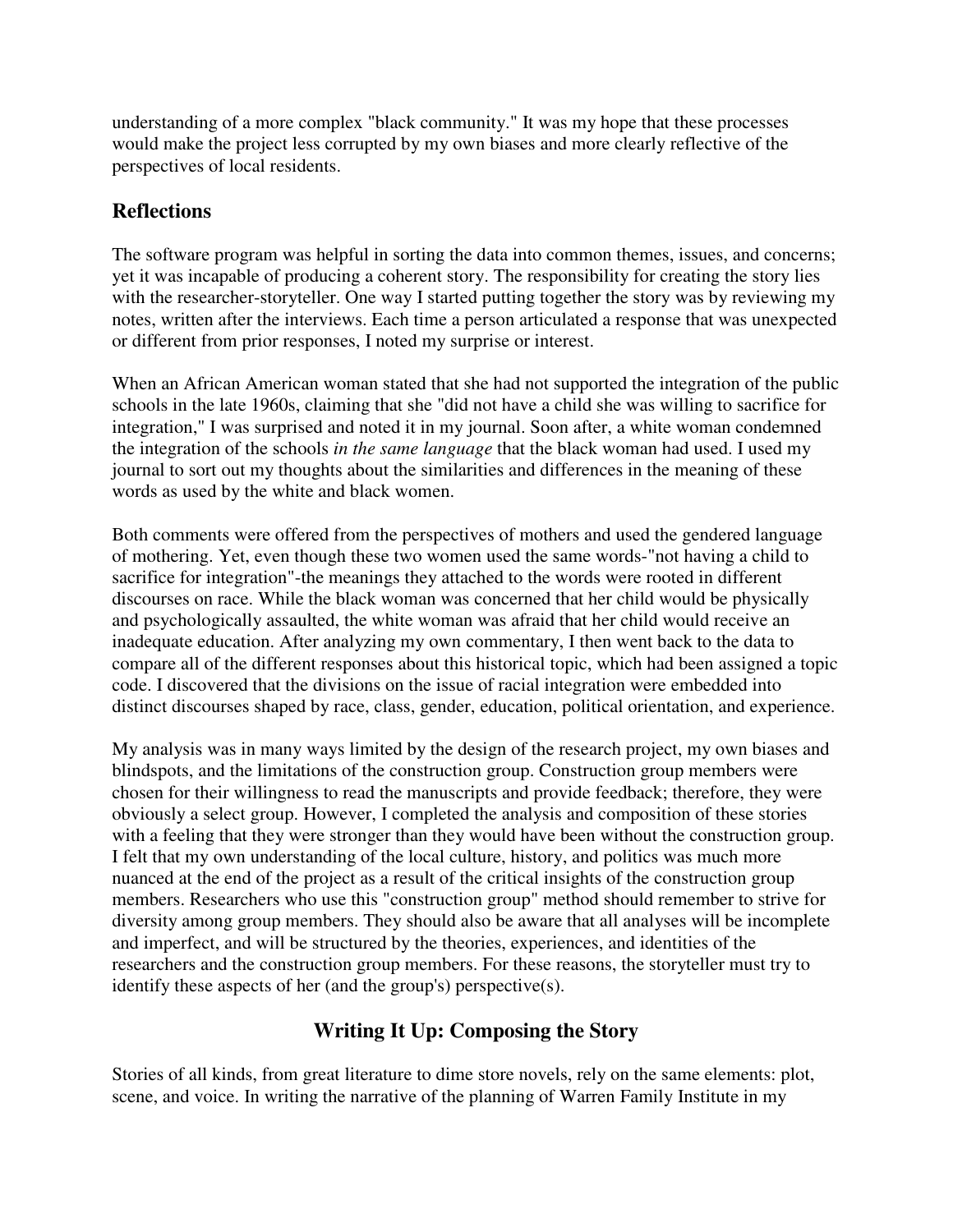understanding of a more complex "black community." It was my hope that these processes would make the project less corrupted by my own biases and more clearly reflective of the perspectives of local residents.

## Reflections

The software program was helpful in sorting the data into common themes, issues, and concerns; yet it was incapable of producing a coherent story. The responsibility for creating the story lies with the researcher-storyteller. One way I started putting together the story was by reviewing my notes, written after the interviews. Each time a person articulated a response that was unexpected or different from prior responses, I noted my surprise or interest.

When an African American woman stated that she had not supported the integration of the public schools in the late 1960s, claiming that she "did not have a child she was willing to sacrifice for integration," I was surprised and noted it in my journal. Soon after, a white woman condemned the integration of the schools *in the same language* that the black woman had used. I used my journal to sort out my thoughts about the similarities and differences in the meaning of these words as used by the white and black women.

Both comments were offered from the perspectives of mothers and used the gendered language of mothering. Yet, even though these two women used the same words-"not having a child to sacrifice for integration"-the meanings they attached to the words were rooted in different discourses on race. While the black woman was concerned that her child would be physically and psychologically assaulted, the white woman was afraid that her child would receive an inadequate education. After analyzing my own commentary, I then went back to the data to compare all of the different responses about this historical topic, which had been assigned a topic code. I discovered that the divisions on the issue of racial integration were embedded into distinct discourses shaped by race, class, gender, education, political orientation, and experience.

My analysis was in many ways limited by the design of the research project, my own biases and blindspots, and the limitations of the construction group. Construction group members were chosen for their willingness to read the manuscripts and provide feedback; therefore, they were obviously a select group. However, I completed the analysis and composition of these stories with a feeling that they were stronger than they would have been without the construction group. I felt that my own understanding of the local culture, history, and politics was much more nuanced at the end of the project as a result of the critical insights of the construction group members. Researchers who use this "construction group" method should remember to strive for diversity among group members. They should also be aware that all analyses will be incomplete and imperfect, and will be structured by the theories, experiences, and identities of the researchers and the construction group members. For these reasons, the storyteller must try to identify these aspects of her (and the group's) perspective(s).

## Writing It Up: Composing the Story

Stories of all kinds, from great literature to dime store novels, rely on the same elements: plot, scene, and voice. In writing the narrative of the planning of Warren Family Institute in my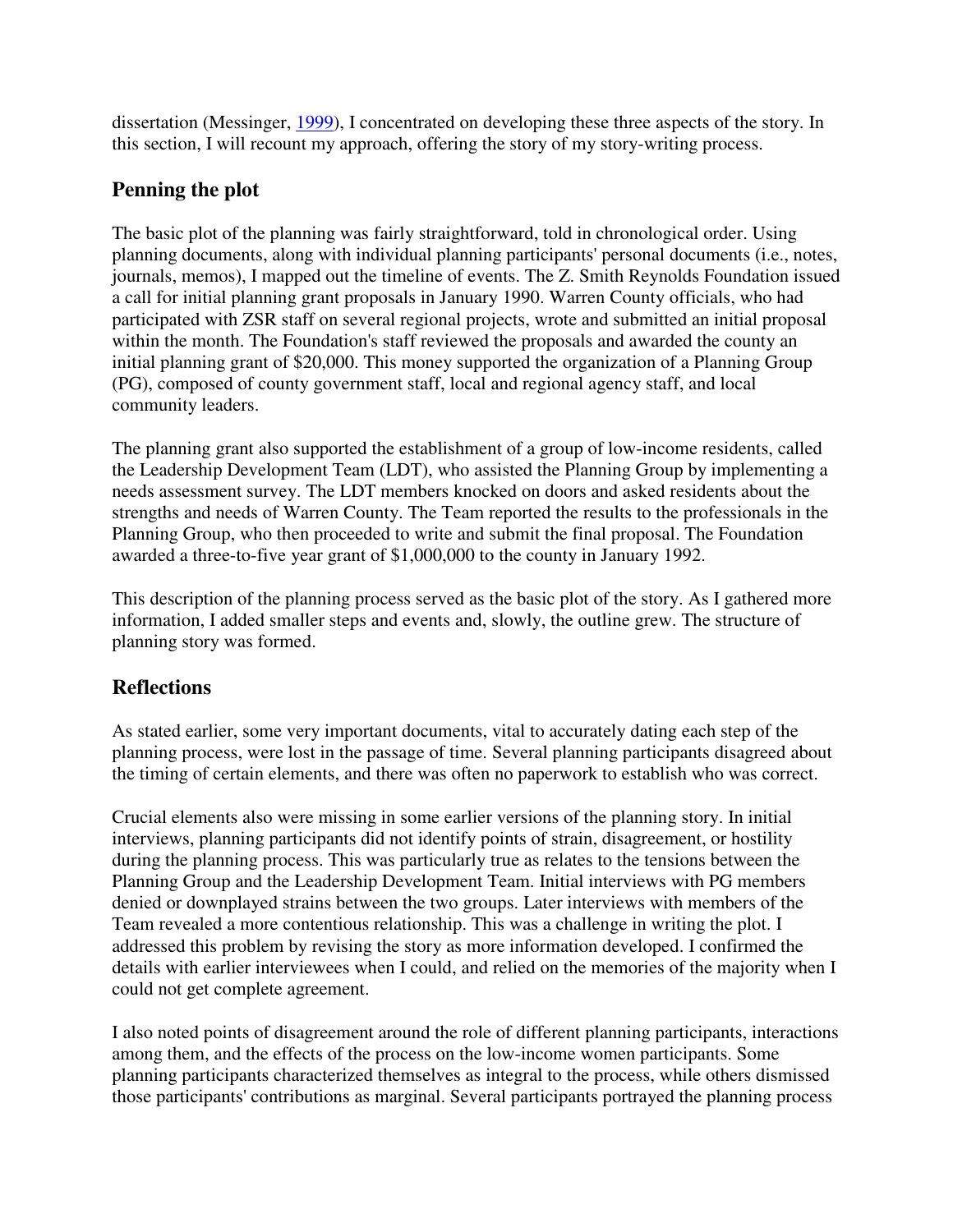dissertation (Messinger, 1999), I concentrated on developing these three aspects of the story. In this section, I will recount my approach, offering the story of my story-writing process.

## Penning the plot

The basic plot of the planning was fairly straightforward, told in chronological order. Using planning documents, along with individual planning participants' personal documents (i.e., notes, journals, memos), I mapped out the timeline of events. The Z. Smith Reynolds Foundation issued a call for initial planning grant proposals in January 1990. Warren County officials, who had participated with ZSR staff on several regional projects, wrote and submitted an initial proposal within the month. The Foundation's staff reviewed the proposals and awarded the county an initial planning grant of $20,000. This money supported the organization of a Planning Group (PG), composed of county government staff, local and regional agency staff, and local community leaders.

The planning grant also supported the establishment of a group of low-income residents, called the Leadership Development Team (LDT), who assisted the Planning Group by implementing a needs assessment survey. The LDT members knocked on doors and asked residents about the strengths and needs of Warren County. The Team reported the results to the professionals in the Planning Group, who then proceeded to write and submit the final proposal. The Foundation awarded a three-to-five year grant of $1,000,000 to the county in January 1992.

This description of the planning process served as the basic plot of the story. As I gathered more information, I added smaller steps and events and, slowly, the outline grew. The structure of planning story was formed.

## Reflections

As stated earlier, some very important documents, vital to accurately dating each step of the planning process, were lost in the passage of time. Several planning participants disagreed about the timing of certain elements, and there was often no paperwork to establish who was correct.

Crucial elements also were missing in some earlier versions of the planning story. In initial interviews, planning participants did not identify points of strain, disagreement, or hostility during the planning process. This was particularly true as relates to the tensions between the Planning Group and the Leadership Development Team. Initial interviews with PG members denied or downplayed strains between the two groups. Later interviews with members of the Team revealed a more contentious relationship. This was a challenge in writing the plot. I addressed this problem by revising the story as more information developed. I confirmed the details with earlier interviewees when I could, and relied on the memories of the majority when I could not get complete agreement.

I also noted points of disagreement around the role of different planning participants, interactions among them, and the effects of the process on the low-income women participants. Some planning participants characterized themselves as integral to the process, while others dismissed those participants' contributions as marginal. Several participants portrayed the planning process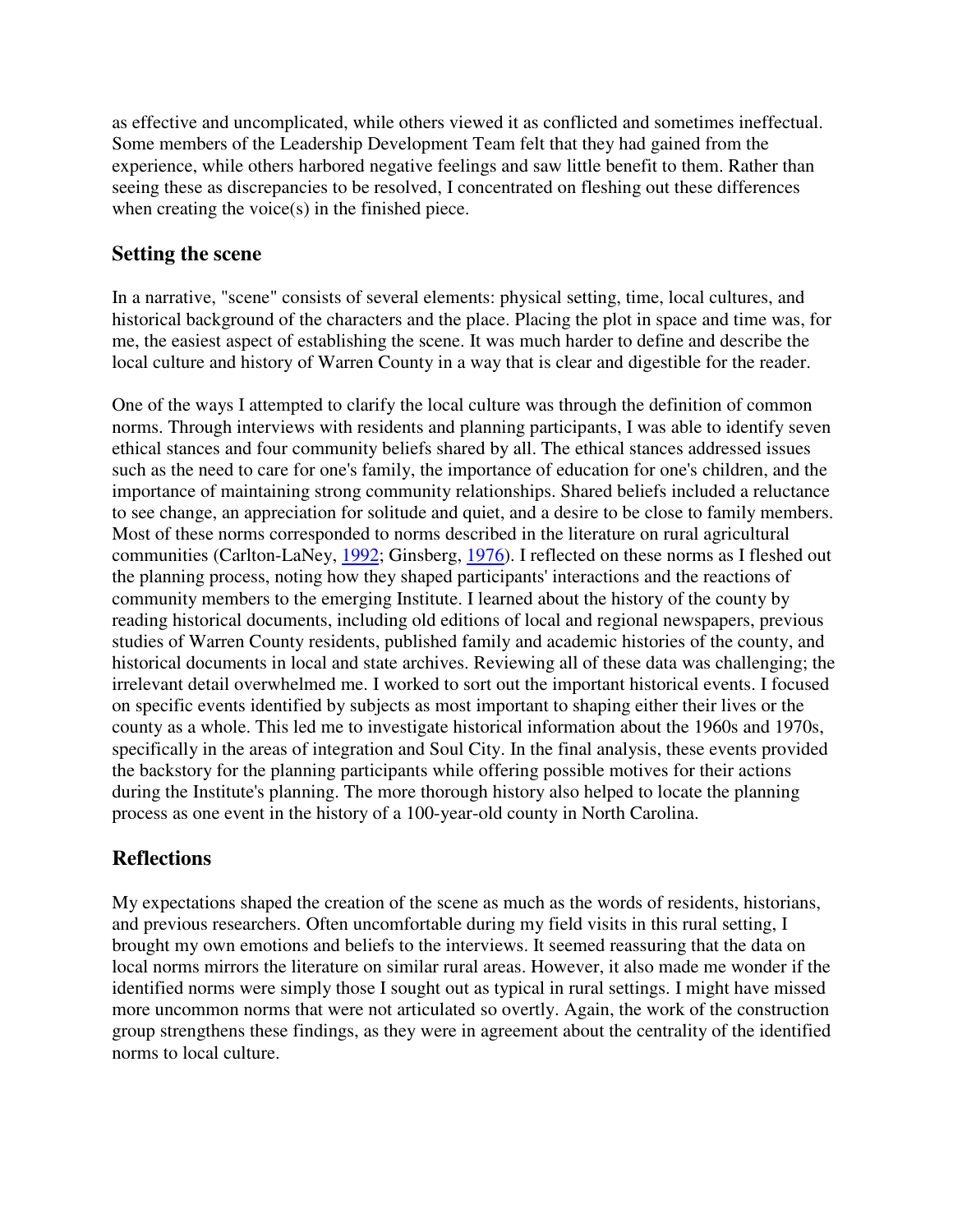as effective and uncomplicated, while others viewed it as conflicted and sometimes ineffectual. Some members of the Leadership Development Team felt that they had gained from the experience, while others harbored negative feelings and saw little benefit to them. Rather than seeing these as discrepancies to be resolved, I concentrated on fleshing out these differences when creating the voice(s) in the finished piece.

## Setting the scene

In a narrative, "scene" consists of several elements: physical setting, time, local cultures, and historical background of the characters and the place. Placing the plot in space and time was, for me, the easiest aspect of establishing the scene. It was much harder to define and describe the local culture and history of Warren County in a way that is clear and digestible for the reader.

One of the ways I attempted to clarify the local culture was through the definition of common norms. Through interviews with residents and planning participants, I was able to identify seven ethical stances and four community beliefs shared by all. The ethical stances addressed issues such as the need to care for one's family, the importance of education for one's children, and the importance of maintaining strong community relationships. Shared beliefs included a reluctance to see change, an appreciation for solitude and quiet, and a desire to be close to family members. Most of these norms corresponded to norms described in the literature on rural agricultural communities (Carlton-LaNey, 1992; Ginsberg, 1976). I reflected on these norms as I fleshed out the planning process, noting how they shaped participants' interactions and the reactions of community members to the emerging Institute. I learned about the history of the county by reading historical documents, including old editions of local and regional newspapers, previous studies of Warren County residents, published family and academic histories of the county, and historical documents in local and state archives. Reviewing all of these data was challenging; the irrelevant detail overwhelmed me. I worked to sort out the important historical events. I focused on specific events identified by subjects as most important to shaping either their lives or the county as a whole. This led me to investigate historical information about the 1960s and 1970s, specifically in the areas of integration and Soul City. In the final analysis, these events provided the backstory for the planning participants while offering possible motives for their actions during the Institute's planning. The more thorough history also helped to locate the planning process as one event in the history of a 100-year-old county in North Carolina.

## Reflections

My expectations shaped the creation of the scene as much as the words of residents, historians, and previous researchers. Often uncomfortable during my field visits in this rural setting, I brought my own emotions and beliefs to the interviews. It seemed reassuring that the data on local norms mirrors the literature on similar rural areas. However, it also made me wonder if the identified norms were simply those I sought out as typical in rural settings. I might have missed more uncommon norms that were not articulated so overtly. Again, the work of the construction group strengthens these findings, as they were in agreement about the centrality of the identified norms to local culture.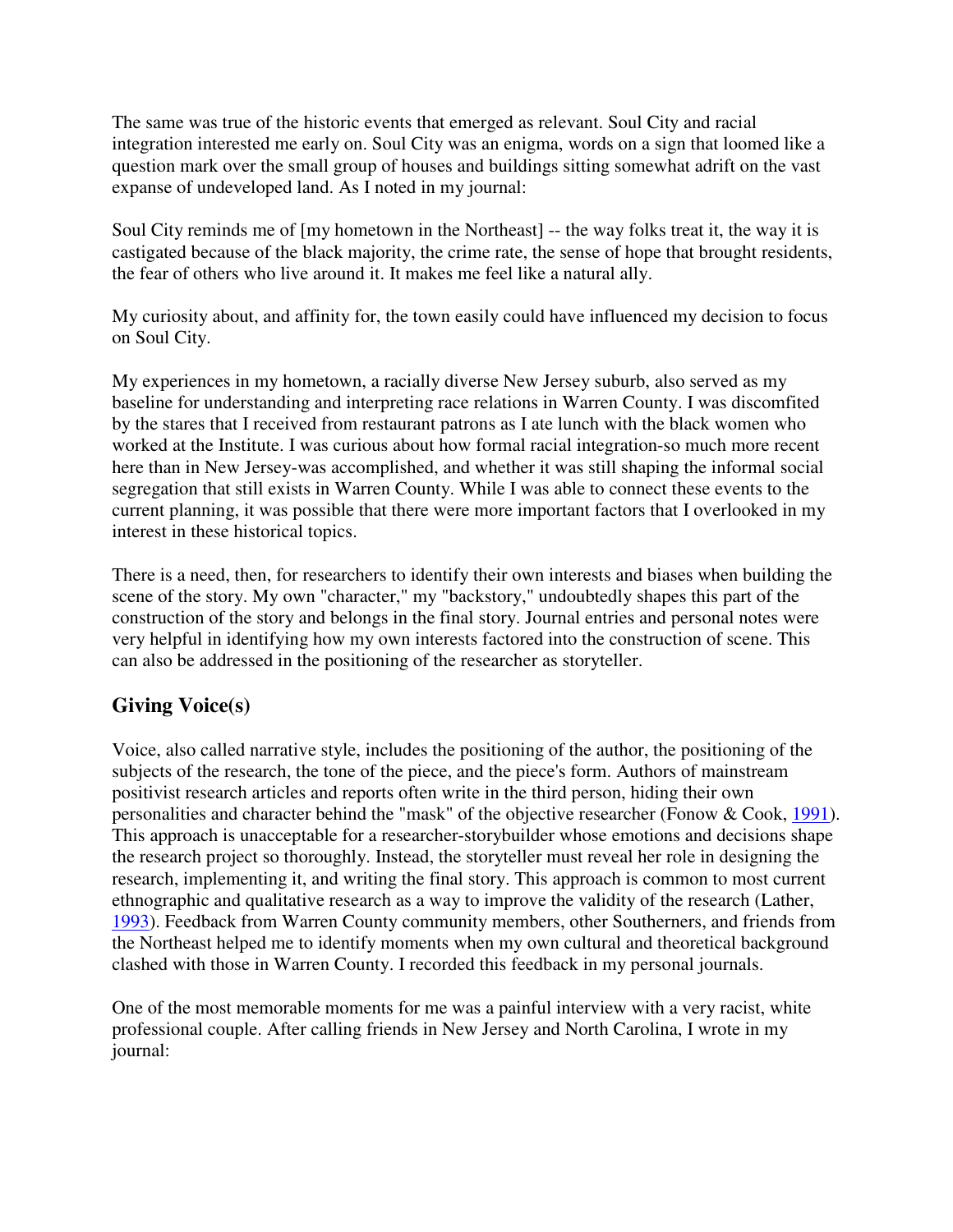The same was true of the historic events that emerged as relevant. Soul City and racial integration interested me early on. Soul City was an enigma, words on a sign that loomed like a question mark over the small group of houses and buildings sitting somewhat adrift on the vast expanse of undeveloped land. As I noted in my journal:

Soul City reminds me of [my hometown in the Northeast] -- the way folks treat it, the way it is castigated because of the black majority, the crime rate, the sense of hope that brought residents, the fear of others who live around it. It makes me feel like a natural ally.

My curiosity about, and affinity for, the town easily could have influenced my decision to focus on Soul City.

My experiences in my hometown, a racially diverse New Jersey suburb, also served as my baseline for understanding and interpreting race relations in Warren County. I was discomfited by the stares that I received from restaurant patrons as I ate lunch with the black women who worked at the Institute. I was curious about how formal racial integration-so much more recent here than in New Jersey-was accomplished, and whether it was still shaping the informal social segregation that still exists in Warren County. While I was able to connect these events to the current planning, it was possible that there were more important factors that I overlooked in my interest in these historical topics.

There is a need, then, for researchers to identify their own interests and biases when building the scene of the story. My own "character," my "backstory," undoubtedly shapes this part of the construction of the story and belongs in the final story. Journal entries and personal notes were very helpful in identifying how my own interests factored into the construction of scene. This can also be addressed in the positioning of the researcher as storyteller.

## Giving Voice(s)

Voice, also called narrative style, includes the positioning of the author, the positioning of the subjects of the research, the tone of the piece, and the piece's form. Authors of mainstream positivist research articles and reports often write in the third person, hiding their own personalities and character behind the "mask" of the objective researcher (Fonow & Cook, 1991). This approach is unacceptable for a researcher-storybuilder whose emotions and decisions shape the research project so thoroughly. Instead, the storyteller must reveal her role in designing the research, implementing it, and writing the final story. This approach is common to most current ethnographic and qualitative research as a way to improve the validity of the research (Lather, 1993). Feedback from Warren County community members, other Southerners, and friends from the Northeast helped me to identify moments when my own cultural and theoretical background clashed with those in Warren County. I recorded this feedback in my personal journals.

One of the most memorable moments for me was a painful interview with a very racist, white professional couple. After calling friends in New Jersey and North Carolina, I wrote in my journal: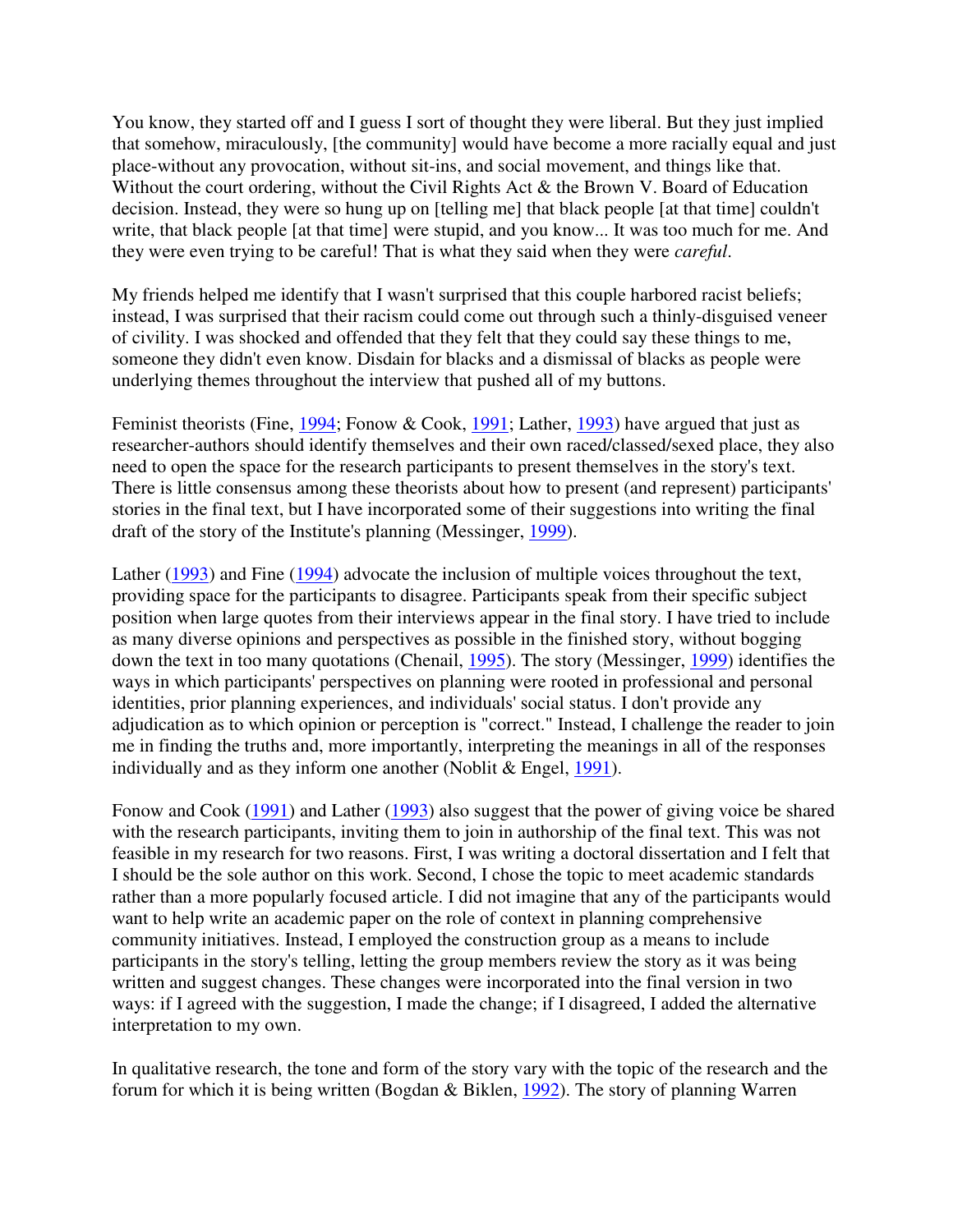You know, they started off and I guess I sort of thought they were liberal. But they just implied that somehow, miraculously, [the community] would have become a more racially equal and just place-without any provocation, without sit-ins, and social movement, and things like that. Without the court ordering, without the Civil Rights Act & the Brown V. Board of Education decision. Instead, they were so hung up on [telling me] that black people [at that time] couldn't write, that black people [at that time] were stupid, and you know... It was too much for me. And they were even trying to be careful! That is what they said when they were *careful*.

My friends helped me identify that I wasn't surprised that this couple harbored racist beliefs; instead, I was surprised that their racism could come out through such a thinly-disguised veneer of civility. I was shocked and offended that they felt that they could say these things to me, someone they didn't even know. Disdain for blacks and a dismissal of blacks as people were underlying themes throughout the interview that pushed all of my buttons.

Feminist theorists (Fine, 1994; Fonow & Cook, 1991; Lather, 1993) have argued that just as researcher-authors should identify themselves and their own raced/classed/sexed place, they also need to open the space for the research participants to present themselves in the story's text. There is little consensus among these theorists about how to present (and represent) participants' stories in the final text, but I have incorporated some of their suggestions into writing the final draft of the story of the Institute's planning (Messinger, 1999).

Lather (1993) and Fine (1994) advocate the inclusion of multiple voices throughout the text, providing space for the participants to disagree. Participants speak from their specific subject position when large quotes from their interviews appear in the final story. I have tried to include as many diverse opinions and perspectives as possible in the finished story, without bogging down the text in too many quotations (Chenail, 1995). The story (Messinger, 1999) identifies the ways in which participants' perspectives on planning were rooted in professional and personal identities, prior planning experiences, and individuals' social status. I don't provide any adjudication as to which opinion or perception is "correct." Instead, I challenge the reader to join me in finding the truths and, more importantly, interpreting the meanings in all of the responses individually and as they inform one another (Noblit & Engel, 1991).

Fonow and Cook (1991) and Lather (1993) also suggest that the power of giving voice be shared with the research participants, inviting them to join in authorship of the final text. This was not feasible in my research for two reasons. First, I was writing a doctoral dissertation and I felt that I should be the sole author on this work. Second, I chose the topic to meet academic standards rather than a more popularly focused article. I did not imagine that any of the participants would want to help write an academic paper on the role of context in planning comprehensive community initiatives. Instead, I employed the construction group as a means to include participants in the story's telling, letting the group members review the story as it was being written and suggest changes. These changes were incorporated into the final version in two ways: if I agreed with the suggestion, I made the change; if I disagreed, I added the alternative interpretation to my own.

In qualitative research, the tone and form of the story vary with the topic of the research and the forum for which it is being written (Bogdan & Biklen, 1992). The story of planning Warren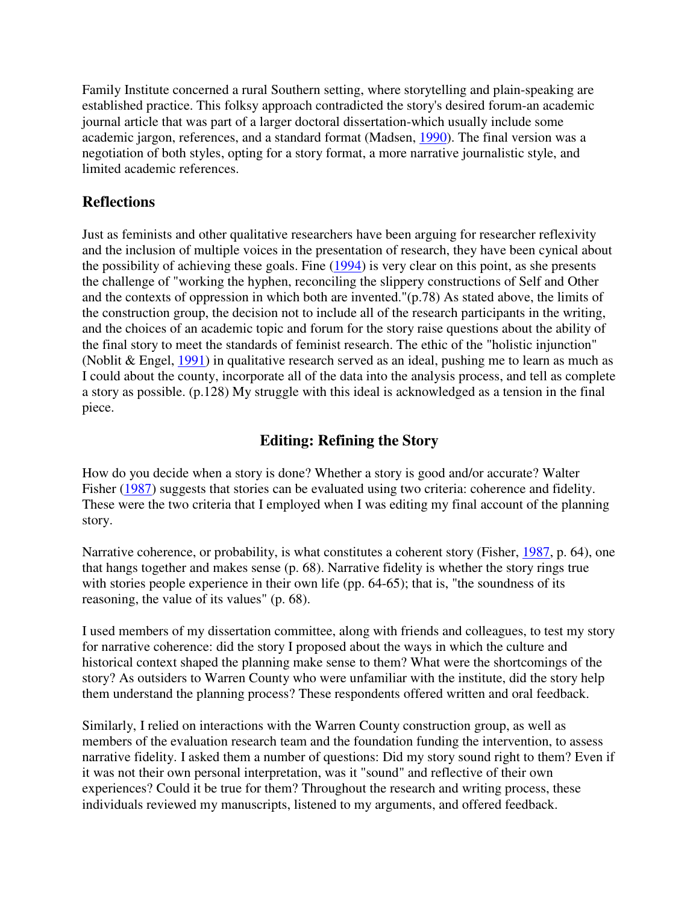Family Institute concerned a rural Southern setting, where storytelling and plain-speaking are established practice. This folksy approach contradicted the story's desired forum-an academic journal article that was part of a larger doctoral dissertation-which usually include some academic jargon, references, and a standard format (Madsen, 1990). The final version was a negotiation of both styles, opting for a story format, a more narrative journalistic style, and limited academic references.

## Reflections

Just as feminists and other qualitative researchers have been arguing for researcher reflexivity and the inclusion of multiple voices in the presentation of research, they have been cynical about the possibility of achieving these goals. Fine (1994) is very clear on this point, as she presents the challenge of "working the hyphen, reconciling the slippery constructions of Self and Other and the contexts of oppression in which both are invented."(p.78) As stated above, the limits of the construction group, the decision not to include all of the research participants in the writing, and the choices of an academic topic and forum for the story raise questions about the ability of the final story to meet the standards of feminist research. The ethic of the "holistic injunction" (Noblit & Engel, 1991) in qualitative research served as an ideal, pushing me to learn as much as I could about the county, incorporate all of the data into the analysis process, and tell as complete a story as possible. (p.128) My struggle with this ideal is acknowledged as a tension in the final piece.

## Editing: Refining the Story

How do you decide when a story is done? Whether a story is good and/or accurate? Walter Fisher (1987) suggests that stories can be evaluated using two criteria: coherence and fidelity. These were the two criteria that I employed when I was editing my final account of the planning story.

Narrative coherence, or probability, is what constitutes a coherent story (Fisher, 1987, p. 64), one that hangs together and makes sense (p. 68). Narrative fidelity is whether the story rings true with stories people experience in their own life (pp. 64-65); that is, "the soundness of its reasoning, the value of its values" (p. 68).

I used members of my dissertation committee, along with friends and colleagues, to test my story for narrative coherence: did the story I proposed about the ways in which the culture and historical context shaped the planning make sense to them? What were the shortcomings of the story? As outsiders to Warren County who were unfamiliar with the institute, did the story help them understand the planning process? These respondents offered written and oral feedback.

Similarly, I relied on interactions with the Warren County construction group, as well as members of the evaluation research team and the foundation funding the intervention, to assess narrative fidelity. I asked them a number of questions: Did my story sound right to them? Even if it was not their own personal interpretation, was it "sound" and reflective of their own experiences? Could it be true for them? Throughout the research and writing process, these individuals reviewed my manuscripts, listened to my arguments, and offered feedback.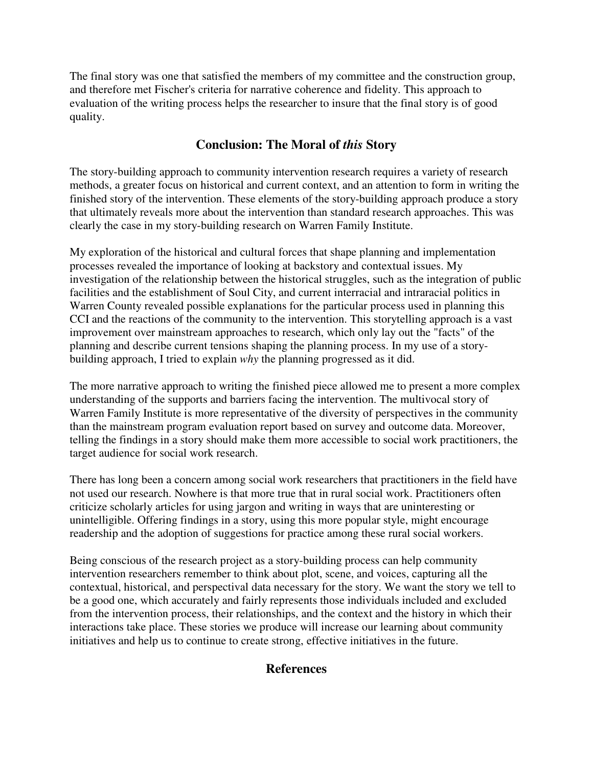The final story was one that satisfied the members of my committee and the construction group, and therefore met Fischer's criteria for narrative coherence and fidelity. This approach to evaluation of the writing process helps the researcher to insure that the final story is of good quality.

## Conclusion: The Moral of *this* Story

The story-building approach to community intervention research requires a variety of research methods, a greater focus on historical and current context, and an attention to form in writing the finished story of the intervention. These elements of the story-building approach produce a story that ultimately reveals more about the intervention than standard research approaches. This was clearly the case in my story-building research on Warren Family Institute.

My exploration of the historical and cultural forces that shape planning and implementation processes revealed the importance of looking at backstory and contextual issues. My investigation of the relationship between the historical struggles, such as the integration of public facilities and the establishment of Soul City, and current interracial and intraracial politics in Warren County revealed possible explanations for the particular process used in planning this CCI and the reactions of the community to the intervention. This storytelling approach is a vast improvement over mainstream approaches to research, which only lay out the "facts" of the planning and describe current tensions shaping the planning process. In my use of a story-building approach, I tried to explain *why* the planning progressed as it did.

The more narrative approach to writing the finished piece allowed me to present a more complex understanding of the supports and barriers facing the intervention. The multivocal story of Warren Family Institute is more representative of the diversity of perspectives in the community than the mainstream program evaluation report based on survey and outcome data. Moreover, telling the findings in a story should make them more accessible to social work practitioners, the target audience for social work research.

There has long been a concern among social work researchers that practitioners in the field have not used our research. Nowhere is that more true that in rural social work. Practitioners often criticize scholarly articles for using jargon and writing in ways that are uninteresting or unintelligible. Offering findings in a story, using this more popular style, might encourage readership and the adoption of suggestions for practice among these rural social workers.

Being conscious of the research project as a story-building process can help community intervention researchers remember to think about plot, scene, and voices, capturing all the contextual, historical, and perspectival data necessary for the story. We want the story we tell to be a good one, which accurately and fairly represents those individuals included and excluded from the intervention process, their relationships, and the context and the history in which their interactions take place. These stories we produce will increase our learning about community initiatives and help us to continue to create strong, effective initiatives in the future.

## References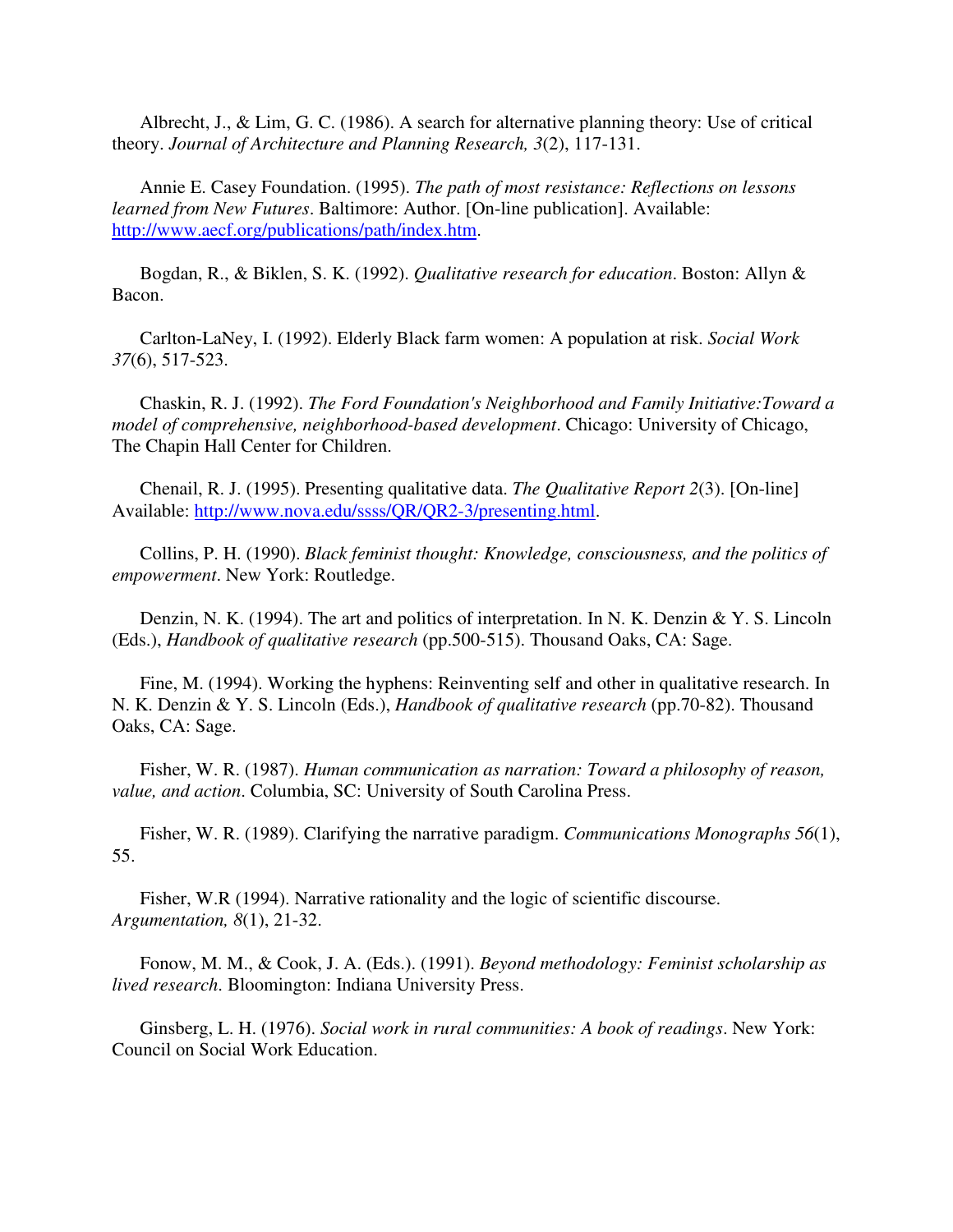Albrecht, J., & Lim, G. C. (1986). A search for alternative planning theory: Use of critical theory. *Journal of Architecture and Planning Research, 3*(2), 117-131.

Annie E. Casey Foundation. (1995). *The path of most resistance: Reflections on lessons learned from New Futures*. Baltimore: Author. [On-line publication]. Available: http://www.aecf.org/publications/path/index.htm.

Bogdan, R., & Biklen, S. K. (1992). *Qualitative research for education*. Boston: Allyn & Bacon.

Carlton-LaNey, I. (1992). Elderly Black farm women: A population at risk. *Social Work 37*(6), 517-523.

Chaskin, R. J. (1992). *The Ford Foundation's Neighborhood and Family Initiative:Toward a model of comprehensive, neighborhood-based development*. Chicago: University of Chicago, The Chapin Hall Center for Children.

Chenail, R. J. (1995). Presenting qualitative data. *The Qualitative Report 2*(3). [On-line] Available: http://www.nova.edu/ssss/QR/QR2-3/presenting.html.

Collins, P. H. (1990). *Black feminist thought: Knowledge, consciousness, and the politics of empowerment*. New York: Routledge.

Denzin, N. K. (1994). The art and politics of interpretation. In N. K. Denzin & Y. S. Lincoln (Eds.), *Handbook of qualitative research* (pp.500-515). Thousand Oaks, CA: Sage.

Fine, M. (1994). Working the hyphens: Reinventing self and other in qualitative research. In N. K. Denzin & Y. S. Lincoln (Eds.), *Handbook of qualitative research* (pp.70-82). Thousand Oaks, CA: Sage.

Fisher, W. R. (1987). *Human communication as narration: Toward a philosophy of reason, value, and action*. Columbia, SC: University of South Carolina Press.

Fisher, W. R. (1989). Clarifying the narrative paradigm. *Communications Monographs 56*(1), 55.

Fisher, W.R (1994). Narrative rationality and the logic of scientific discourse. *Argumentation, 8*(1), 21-32.

Fonow, M. M., & Cook, J. A. (Eds.). (1991). *Beyond methodology: Feminist scholarship as lived research*. Bloomington: Indiana University Press.

Ginsberg, L. H. (1976). *Social work in rural communities: A book of readings*. New York: Council on Social Work Education.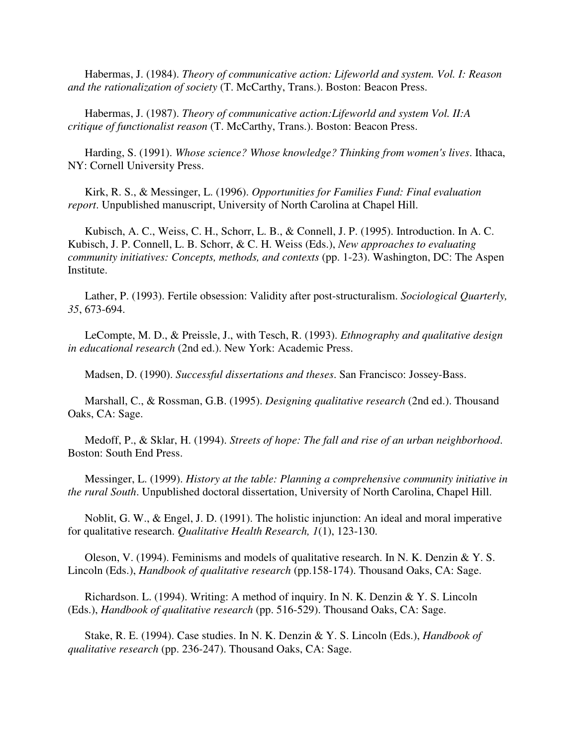Habermas, J. (1984). *Theory of communicative action: Lifeworld and system. Vol. I: Reason and the rationalization of society* (T. McCarthy, Trans.). Boston: Beacon Press.

Habermas, J. (1987). *Theory of communicative action:Lifeworld and system Vol. II:A critique of functionalist reason* (T. McCarthy, Trans.). Boston: Beacon Press.

Harding, S. (1991). *Whose science? Whose knowledge? Thinking from women's lives*. Ithaca, NY: Cornell University Press.

Kirk, R. S., & Messinger, L. (1996). *Opportunities for Families Fund: Final evaluation report*. Unpublished manuscript, University of North Carolina at Chapel Hill.

Kubisch, A. C., Weiss, C. H., Schorr, L. B., & Connell, J. P. (1995). Introduction. In A. C. Kubisch, J. P. Connell, L. B. Schorr, & C. H. Weiss (Eds.), *New approaches to evaluating community initiatives: Concepts, methods, and contexts* (pp. 1-23). Washington, DC: The Aspen Institute.

Lather, P. (1993). Fertile obsession: Validity after post-structuralism. *Sociological Quarterly, 35*, 673-694.

LeCompte, M. D., & Preissle, J., with Tesch, R. (1993). *Ethnography and qualitative design in educational research* (2nd ed.). New York: Academic Press.

Madsen, D. (1990). *Successful dissertations and theses*. San Francisco: Jossey-Bass.

Marshall, C., & Rossman, G.B. (1995). *Designing qualitative research* (2nd ed.). Thousand Oaks, CA: Sage.

Medoff, P., & Sklar, H. (1994). *Streets of hope: The fall and rise of an urban neighborhood*. Boston: South End Press.

Messinger, L. (1999). *History at the table: Planning a comprehensive community initiative in the rural South*. Unpublished doctoral dissertation, University of North Carolina, Chapel Hill.

Noblit, G. W., & Engel, J. D. (1991). The holistic injunction: An ideal and moral imperative for qualitative research. *Qualitative Health Research, 1*(1), 123-130.

Oleson, V. (1994). Feminisms and models of qualitative research. In N. K. Denzin & Y. S. Lincoln (Eds.), *Handbook of qualitative research* (pp.158-174). Thousand Oaks, CA: Sage.

Richardson. L. (1994). Writing: A method of inquiry. In N. K. Denzin & Y. S. Lincoln (Eds.), *Handbook of qualitative research* (pp. 516-529). Thousand Oaks, CA: Sage.

Stake, R. E. (1994). Case studies. In N. K. Denzin & Y. S. Lincoln (Eds.), *Handbook of qualitative research* (pp. 236-247). Thousand Oaks, CA: Sage.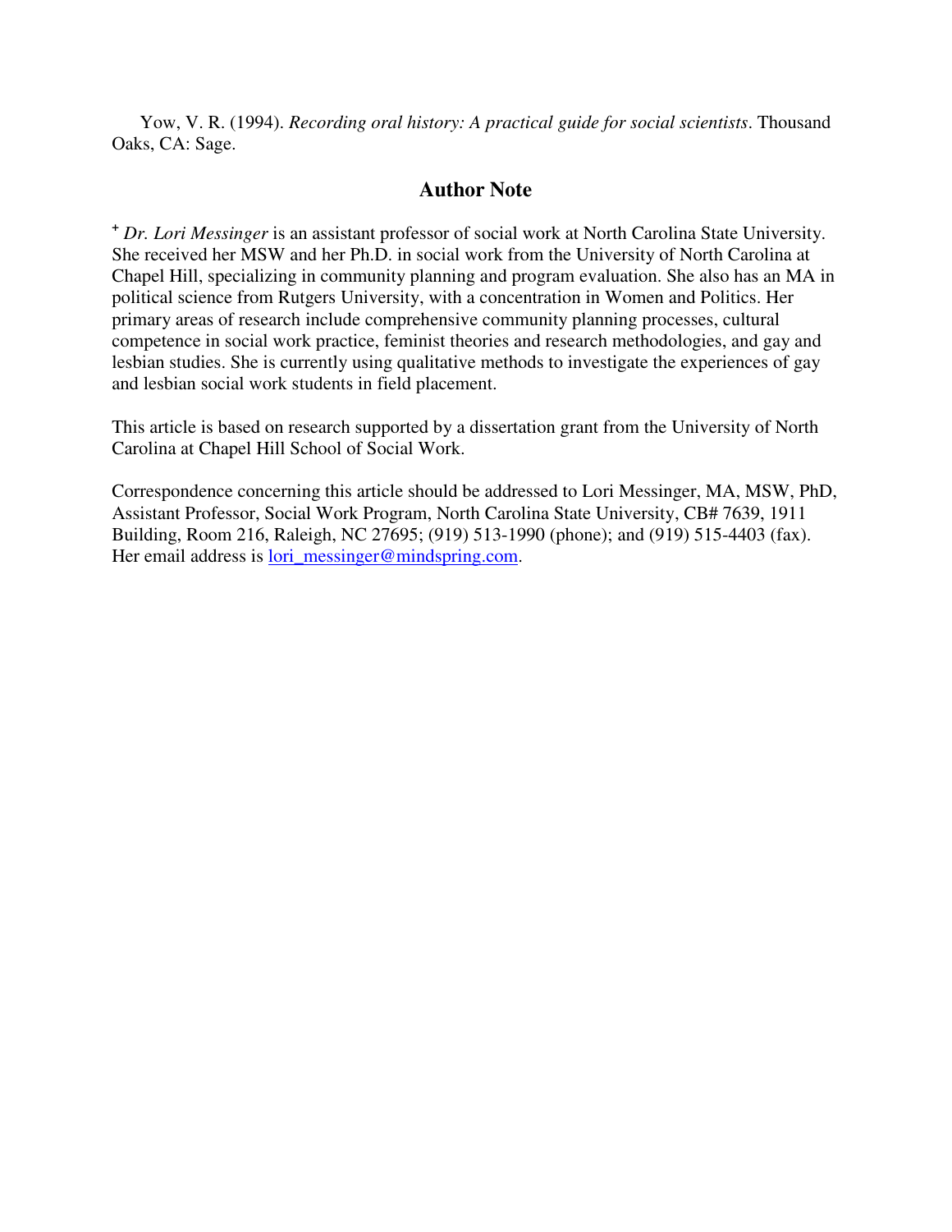Yow, V. R. (1994). *Recording oral history: A practical guide for social scientists*. Thousand Oaks, CA: Sage.

## Author Note

[+] *Dr. Lori Messinger* is an assistant professor of social work at North Carolina State University. She received her MSW and her Ph.D. in social work from the University of North Carolina at Chapel Hill, specializing in community planning and program evaluation. She also has an MA in political science from Rutgers University, with a concentration in Women and Politics. Her primary areas of research include comprehensive community planning processes, cultural competence in social work practice, feminist theories and research methodologies, and gay and lesbian studies. She is currently using qualitative methods to investigate the experiences of gay and lesbian social work students in field placement.

This article is based on research supported by a dissertation grant from the University of North Carolina at Chapel Hill School of Social Work.

Correspondence concerning this article should be addressed to Lori Messinger, MA, MSW, PhD, Assistant Professor, Social Work Program, North Carolina State University, CB# 7639, 1911 Building, Room 216, Raleigh, NC 27695; (919) 513-1990 (phone); and (919) 515-4403 (fax). Her email address is lori_messinger@mindspring.com.